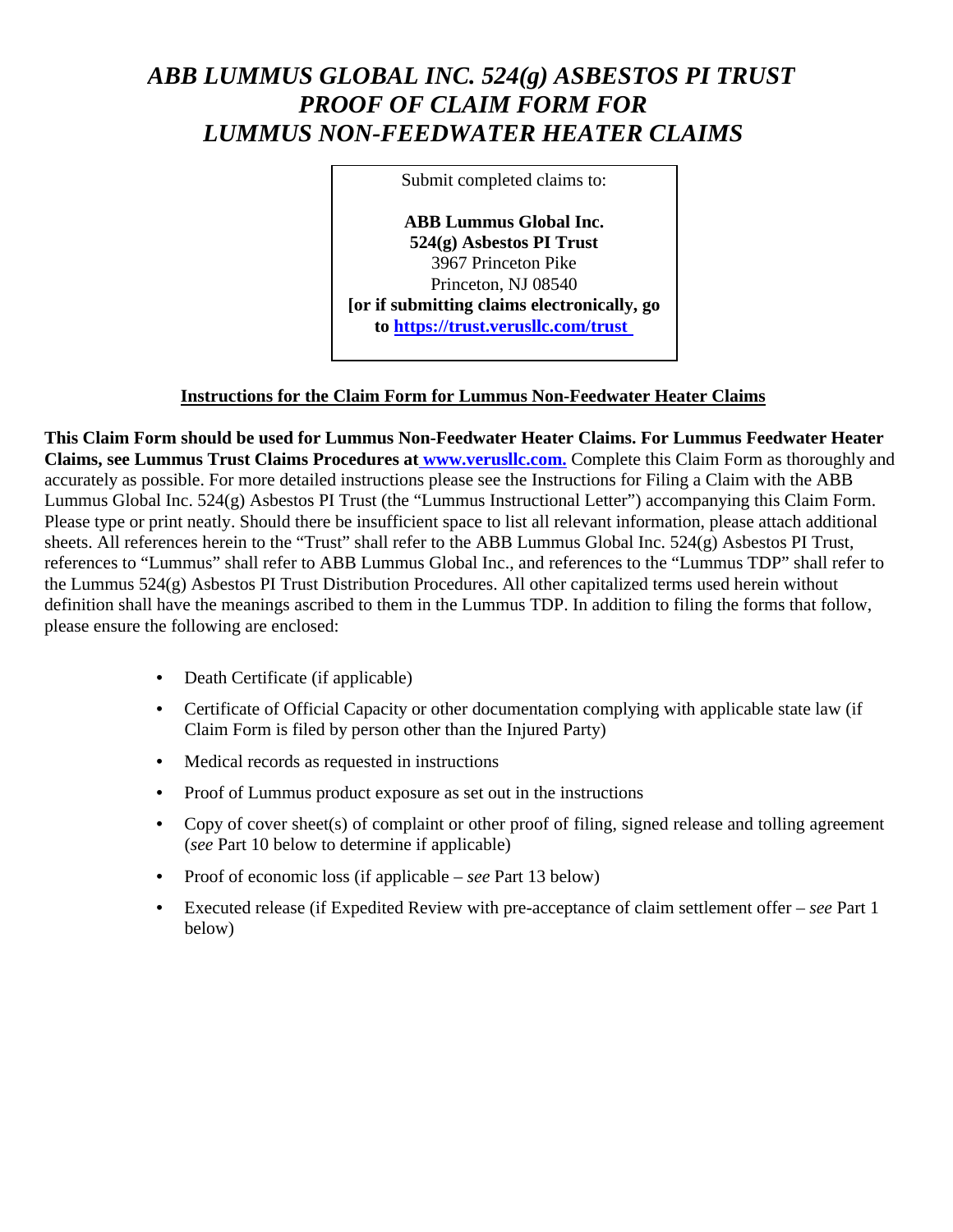# *ABB LUMMUS GLOBAL INC. 524(g) ASBESTOS PI TRUST PROOF OF CLAIM FORM FOR LUMMUS NON-FEEDWATER HEATER CLAIMS*

Submit completed claims to:

**ABB Lummus Global Inc.**
**524(g) Asbestos PI Trust**
3967 Princeton Pike
Princeton, NJ 08540
**[or if submitting claims electronically, go to https://trust.verusllc.com/trust**

## Instructions for the Claim Form for Lummus Non-Feedwater Heater Claims

**This Claim Form should be used for Lummus Non-Feedwater Heater Claims. For Lummus Feedwater Heater Claims, see Lummus Trust Claims Procedures at www.verusllc.com.** Complete this Claim Form as thoroughly and accurately as possible. For more detailed instructions please see the Instructions for Filing a Claim with the ABB Lummus Global Inc. 524(g) Asbestos PI Trust (the "Lummus Instructional Letter") accompanying this Claim Form. Please type or print neatly. Should there be insufficient space to list all relevant information, please attach additional sheets. All references herein to the "Trust" shall refer to the ABB Lummus Global Inc. 524(g) Asbestos PI Trust, references to "Lummus" shall refer to ABB Lummus Global Inc., and references to the "Lummus TDP" shall refer to the Lummus 524(g) Asbestos PI Trust Distribution Procedures. All other capitalized terms used herein without definition shall have the meanings ascribed to them in the Lummus TDP. In addition to filing the forms that follow, please ensure the following are enclosed:

- Death Certificate (if applicable)
- Certificate of Official Capacity or other documentation complying with applicable state law (if Claim Form is filed by person other than the Injured Party)
- Medical records as requested in instructions
- Proof of Lummus product exposure as set out in the instructions
- Copy of cover sheet(s) of complaint or other proof of filing, signed release and tolling agreement (*see* Part 10 below to determine if applicable)
- Proof of economic loss (if applicable – *see* Part 13 below)
- Executed release (if Expedited Review with pre-acceptance of claim settlement offer – *see* Part 1 below)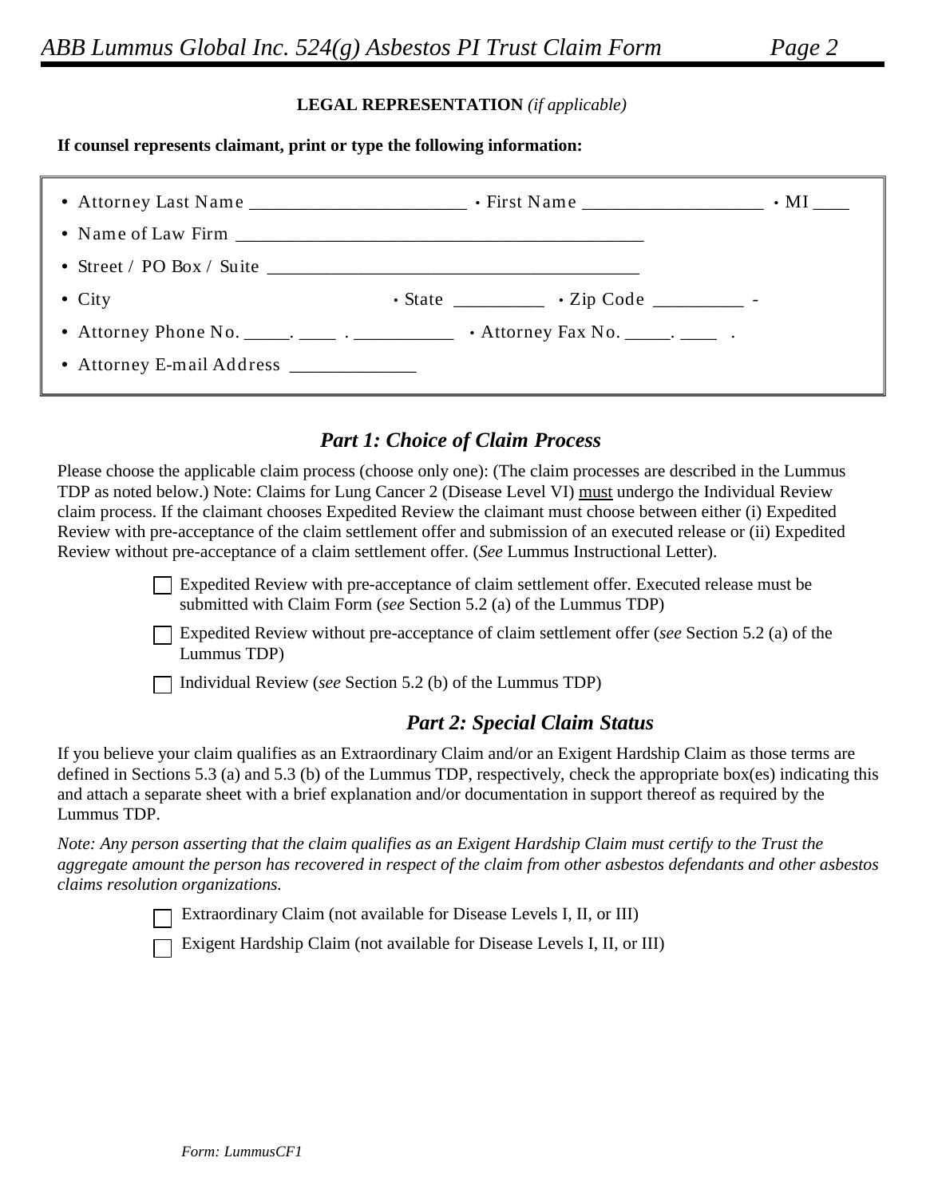**LEGAL REPRESENTATION** *(if applicable)*

**If counsel represents claimant, print or type the following information:**

- Attorney Last Name ______________________ • First Name ___________________ • MI ____
- Name of Law Firm ___________________________________________
- Street / PO Box / Suite ________________________________________
- City • State _________ • Zip Code _________ -
- Attorney Phone No. _____. ____ . __________ • Attorney Fax No. _____. ____ .
- Attorney E-mail Address _____________

## *Part 1: Choice of Claim Process*

Please choose the applicable claim process (choose only one): (The claim processes are described in the Lummus TDP as noted below.) Note: Claims for Lung Cancer 2 (Disease Level VI) must undergo the Individual Review claim process. If the claimant chooses Expedited Review the claimant must choose between either (i) Expedited Review with pre-acceptance of the claim settlement offer and submission of an executed release or (ii) Expedited Review without pre-acceptance of a claim settlement offer. (*See* Lummus Instructional Letter).

- ☐ Expedited Review with pre-acceptance of claim settlement offer. Executed release must be submitted with Claim Form (*see* Section 5.2 (a) of the Lummus TDP)
- ☐ Expedited Review without pre-acceptance of claim settlement offer (*see* Section 5.2 (a) of the Lummus TDP)
- ☐ Individual Review (*see* Section 5.2 (b) of the Lummus TDP)

## *Part 2: Special Claim Status*

If you believe your claim qualifies as an Extraordinary Claim and/or an Exigent Hardship Claim as those terms are defined in Sections 5.3 (a) and 5.3 (b) of the Lummus TDP, respectively, check the appropriate box(es) indicating this and attach a separate sheet with a brief explanation and/or documentation in support thereof as required by the Lummus TDP.

*Note: Any person asserting that the claim qualifies as an Exigent Hardship Claim must certify to the Trust the aggregate amount the person has recovered in respect of the claim from other asbestos defendants and other asbestos claims resolution organizations.*

- ☐ Extraordinary Claim (not available for Disease Levels I, II, or III)
- ☐ Exigent Hardship Claim (not available for Disease Levels I, II, or III)

*Form: LummusCF1*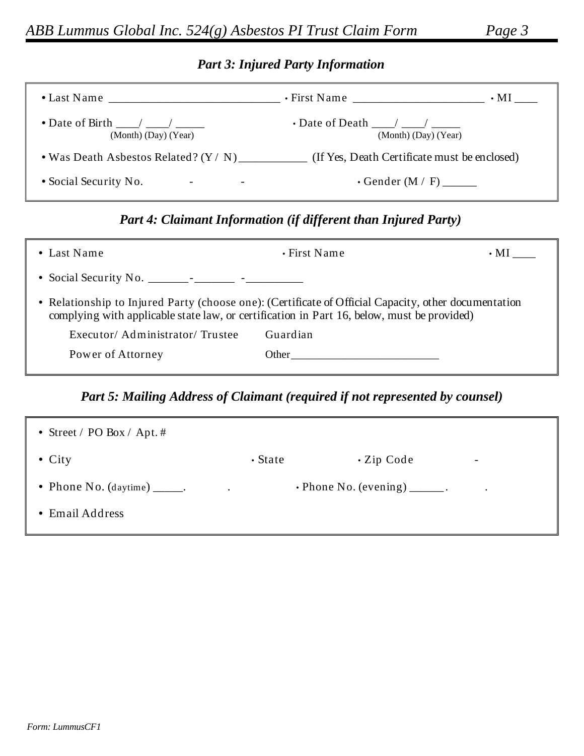### *Part 3: Injured Party Information*

- Last Name ____________________________ • First Name ______________________ • MI ____
- Date of Birth ____/ ____/ _____ (Month) (Day) (Year) • Date of Death ____/ ____/ _____ (Month) (Day) (Year)
- Was Death Asbestos Related? (Y / N) ___________ (If Yes, Death Certificate must be enclosed)
- Social Security No. - - • Gender (M / F) ______

### *Part 4: Claimant Information (if different than Injured Party)*

- Last Name • First Name • MI ____
- Social Security No. _______-_______ -_________
- Relationship to Injured Party (choose one): (Certificate of Official Capacity, other documentation complying with applicable state law, or certification in Part 16, below, must be provided)

  Executor/ Administrator/ Trustee Guardian

  Power of Attorney Other_________________________

### *Part 5: Mailing Address of Claimant (required if not represented by counsel)*

- Street / PO Box / Apt. #
- City • State • Zip Code -
- Phone No. (daytime) _____. . • Phone No. (evening) ______. .
- Email Address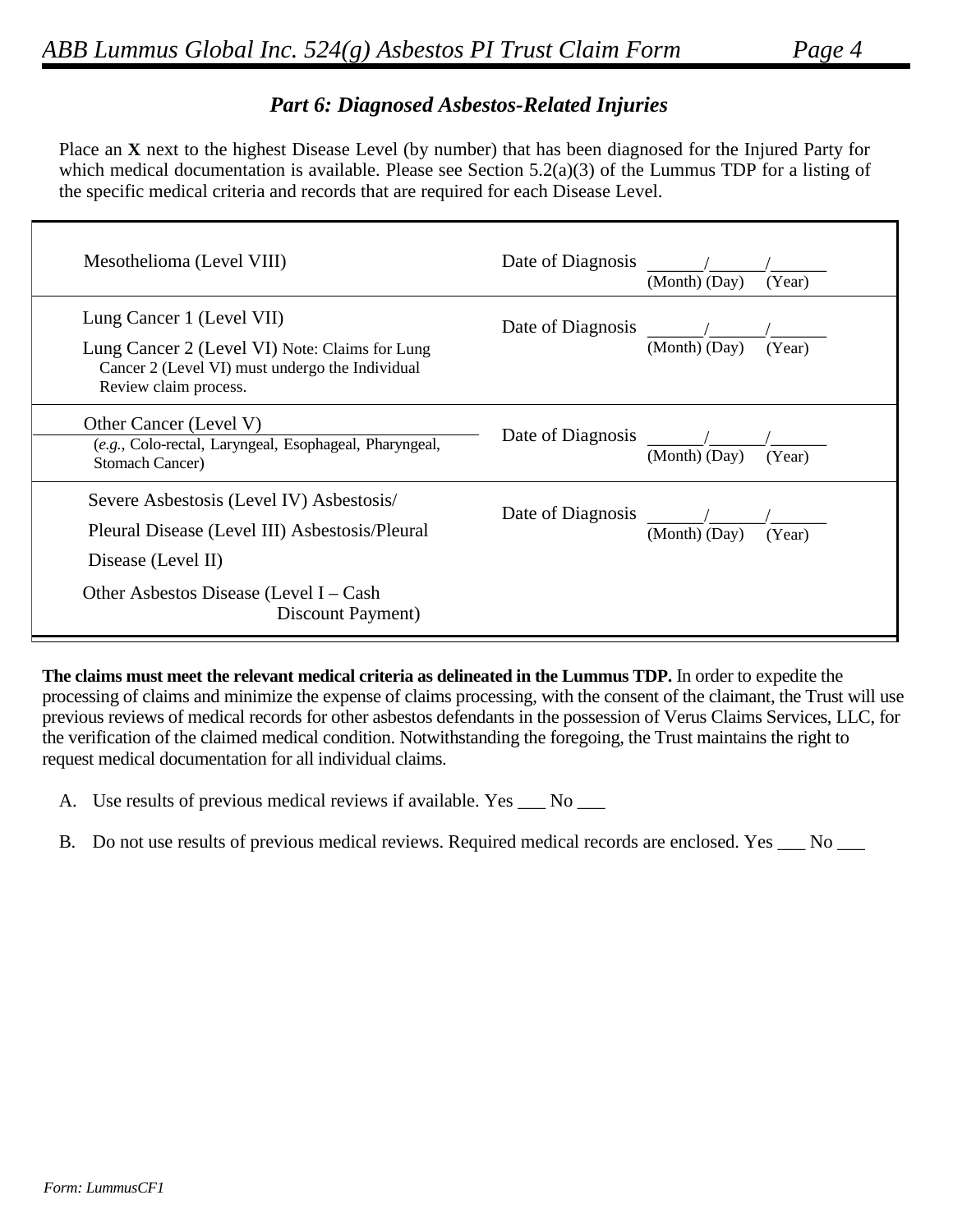## *Part 6: Diagnosed Asbestos-Related Injuries*

Place an **X** next to the highest Disease Level (by number) that has been diagnosed for the Injured Party for which medical documentation is available. Please see Section 5.2(a)(3) of the Lummus TDP for a listing of the specific medical criteria and records that are required for each Disease Level.

| Disease Level | Date of Diagnosis |
|---|---|
| Mesothelioma (Level VIII) | Date of Diagnosis \_\_\_\_\_\_/\_\_\_\_\_\_/\_\_\_\_\_\_ (Month) (Day) (Year) |
| Lung Cancer 1 (Level VII)<br>Lung Cancer 2 (Level VI) Note: Claims for Lung Cancer 2 (Level VI) must undergo the Individual Review claim process. | Date of Diagnosis \_\_\_\_\_\_/\_\_\_\_\_\_/\_\_\_\_\_\_ (Month) (Day) (Year) |
| Other Cancer (Level V)<br>(*e.g.*, Colo-rectal, Laryngeal, Esophageal, Pharyngeal, Stomach Cancer) | Date of Diagnosis \_\_\_\_\_\_/\_\_\_\_\_\_/\_\_\_\_\_\_ (Month) (Day) (Year) |
| Severe Asbestosis (Level IV) Asbestosis/<br>Pleural Disease (Level III) Asbestosis/Pleural<br>Disease (Level II)<br>Other Asbestos Disease (Level I – Cash Discount Payment) | Date of Diagnosis \_\_\_\_\_\_/\_\_\_\_\_\_/\_\_\_\_\_\_ (Month) (Day) (Year) |

**The claims must meet the relevant medical criteria as delineated in the Lummus TDP.** In order to expedite the processing of claims and minimize the expense of claims processing, with the consent of the claimant, the Trust will use previous reviews of medical records for other asbestos defendants in the possession of Verus Claims Services, LLC, for the verification of the claimed medical condition. Notwithstanding the foregoing, the Trust maintains the right to request medical documentation for all individual claims.

A. Use results of previous medical reviews if available. Yes \_\_\_ No \_\_\_

B. Do not use results of previous medical reviews. Required medical records are enclosed. Yes \_\_\_ No \_\_\_

Form: LummusCF1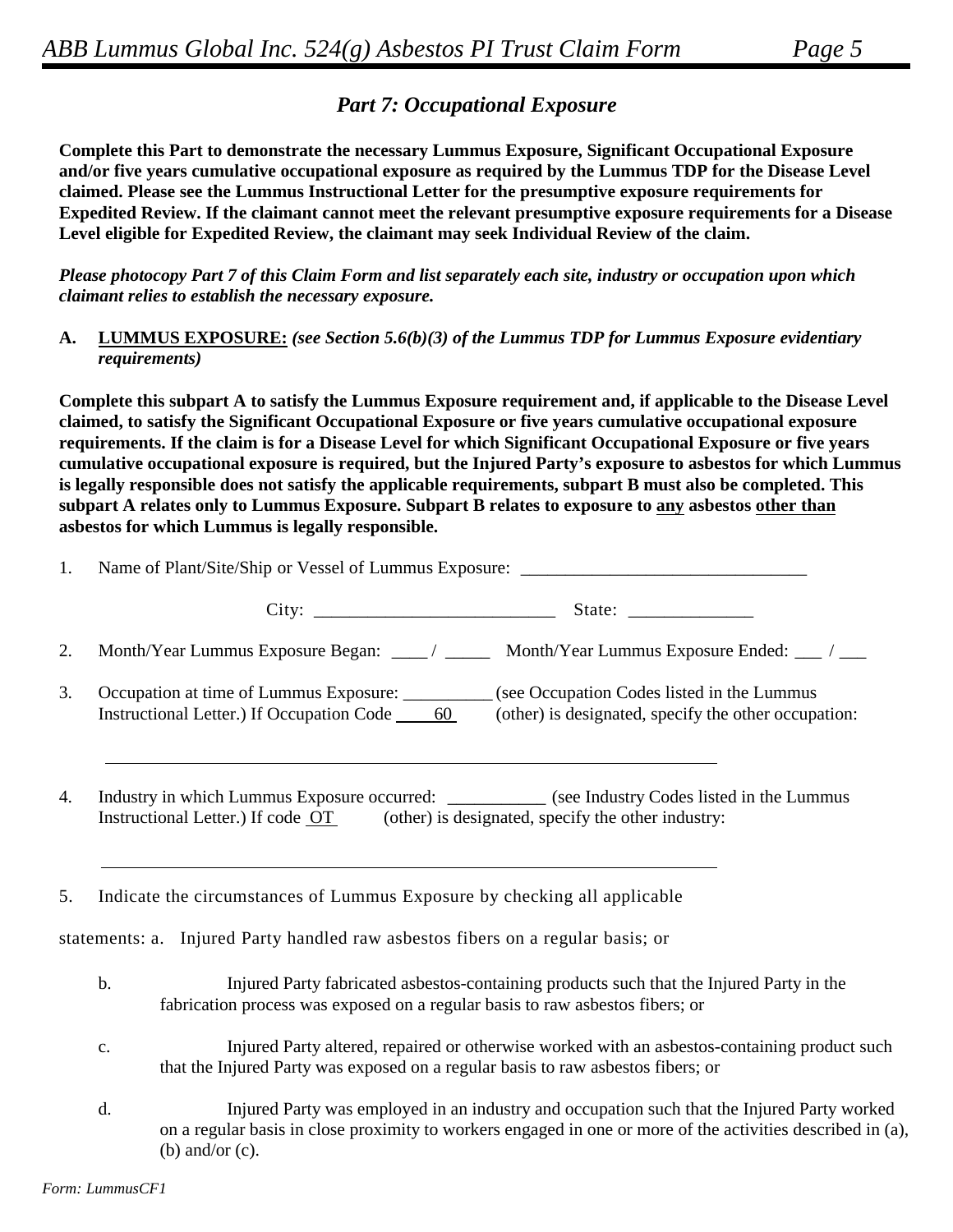## *Part 7: Occupational Exposure*

**Complete this Part to demonstrate the necessary Lummus Exposure, Significant Occupational Exposure and/or five years cumulative occupational exposure as required by the Lummus TDP for the Disease Level claimed. Please see the Lummus Instructional Letter for the presumptive exposure requirements for Expedited Review. If the claimant cannot meet the relevant presumptive exposure requirements for a Disease Level eligible for Expedited Review, the claimant may seek Individual Review of the claim.**

***Please photocopy Part 7 of this Claim Form and list separately each site, industry or occupation upon which claimant relies to establish the necessary exposure.***

**A. LUMMUS EXPOSURE:** ***(see Section 5.6(b)(3) of the Lummus TDP for Lummus Exposure evidentiary requirements)***

**Complete this subpart A to satisfy the Lummus Exposure requirement and, if applicable to the Disease Level claimed, to satisfy the Significant Occupational Exposure or five years cumulative occupational exposure requirements. If the claim is for a Disease Level for which Significant Occupational Exposure or five years cumulative occupational exposure is required, but the Injured Party's exposure to asbestos for which Lummus is legally responsible does not satisfy the applicable requirements, subpart B must also be completed. This subpart A relates only to Lummus Exposure. Subpart B relates to exposure to any asbestos other than asbestos for which Lummus is legally responsible.**

1. Name of Plant/Site/Ship or Vessel of Lummus Exposure: ________________________________

   City: __________________________ State: _____________

2. Month/Year Lummus Exposure Began: ____ / _____ Month/Year Lummus Exposure Ended: ___ / ___

3. Occupation at time of Lummus Exposure: __________ (see Occupation Codes listed in the Lummus Instructional Letter.) If Occupation Code 60 (other) is designated, specify the other occupation:

   ______________________________________________________________________

4. Industry in which Lummus Exposure occurred: ___________ (see Industry Codes listed in the Lummus Instructional Letter.) If code OT (other) is designated, specify the other industry:

   ______________________________________________________________________

5. Indicate the circumstances of Lummus Exposure by checking all applicable statements:
   a. Injured Party handled raw asbestos fibers on a regular basis; or
   b. Injured Party fabricated asbestos-containing products such that the Injured Party in the fabrication process was exposed on a regular basis to raw asbestos fibers; or
   c. Injured Party altered, repaired or otherwise worked with an asbestos-containing product such that the Injured Party was exposed on a regular basis to raw asbestos fibers; or
   d. Injured Party was employed in an industry and occupation such that the Injured Party worked on a regular basis in close proximity to workers engaged in one or more of the activities described in (a), (b) and/or (c).

*Form: LummusCF1*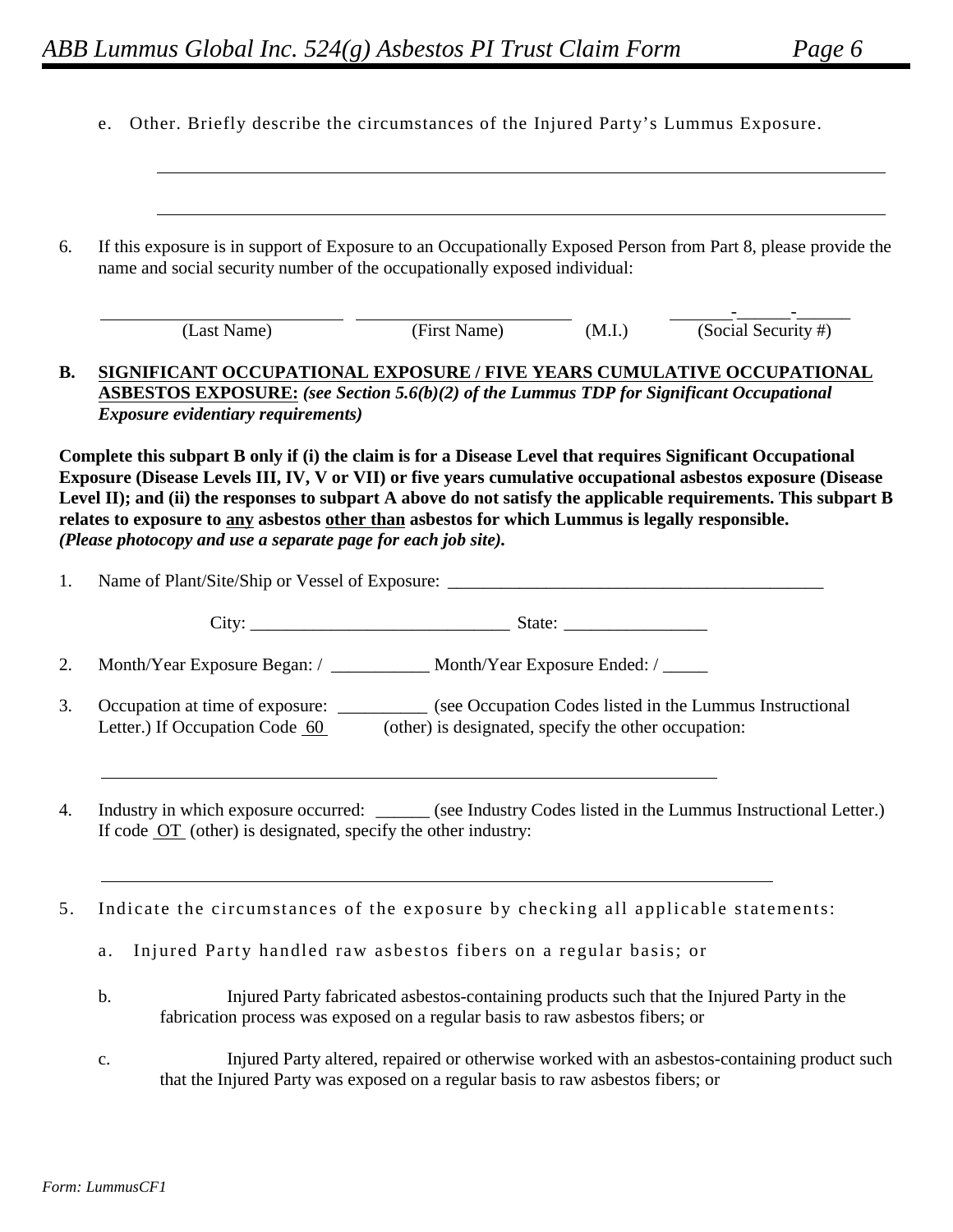e. Other. Briefly describe the circumstances of the Injured Party's Lummus Exposure.

______________________________________________________________________

______________________________________________________________________

6. If this exposure is in support of Exposure to an Occupationally Exposed Person from Part 8, please provide the name and social security number of the occupationally exposed individual:

| ________________________ | ________________________ | | _______-______-______ |
|---|---|---|---|
| (Last Name) | (First Name) | (M.I.) | (Social Security #) |

**B. <u>SIGNIFICANT OCCUPATIONAL EXPOSURE / FIVE YEARS CUMULATIVE OCCUPATIONAL ASBESTOS EXPOSURE:</u>** ***(see Section 5.6(b)(2) of the Lummus TDP for Significant Occupational Exposure evidentiary requirements)***

**Complete this subpart B only if (i) the claim is for a Disease Level that requires Significant Occupational Exposure (Disease Levels III, IV, V or VII) or five years cumulative occupational asbestos exposure (Disease Level II); and (ii) the responses to subpart A above do not satisfy the applicable requirements. This subpart B relates to exposure to <u>any</u> asbestos <u>other than</u> asbestos for which Lummus is legally responsible.**
***(Please photocopy and use a separate page for each job site).***

1. Name of Plant/Site/Ship or Vessel of Exposure: ___________________________________________

   City: _____________________________ State: ________________

2. Month/Year Exposure Began: / ___________ Month/Year Exposure Ended: / _____

3. Occupation at time of exposure: __________ (see Occupation Codes listed in the Lummus Instructional Letter.) If Occupation Code <u>60</u> (other) is designated, specify the other occupation:

   ______________________________________________________________________

4. Industry in which exposure occurred: ______ (see Industry Codes listed in the Lummus Instructional Letter.) If code <u>OT</u> (other) is designated, specify the other industry:

   ______________________________________________________________________

5. Indicate the circumstances of the exposure by checking all applicable statements:

   a. Injured Party handled raw asbestos fibers on a regular basis; or

   b. Injured Party fabricated asbestos-containing products such that the Injured Party in the fabrication process was exposed on a regular basis to raw asbestos fibers; or

   c. Injured Party altered, repaired or otherwise worked with an asbestos-containing product such that the Injured Party was exposed on a regular basis to raw asbestos fibers; or

Form: LummusCF1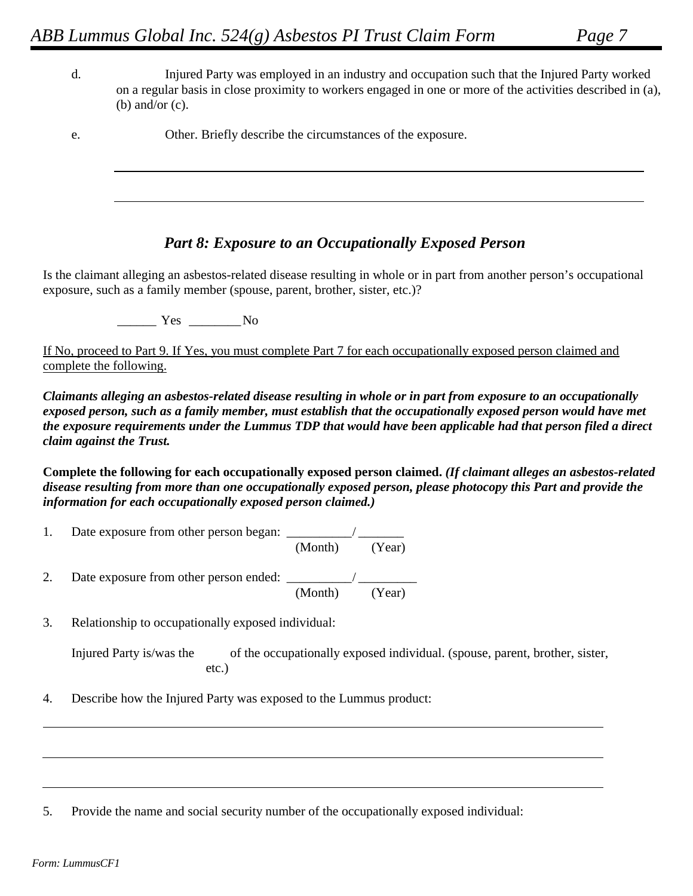d. Injured Party was employed in an industry and occupation such that the Injured Party worked on a regular basis in close proximity to workers engaged in one or more of the activities described in (a), (b) and/or (c).

e. Other. Briefly describe the circumstances of the exposure.

______________________________________________________________________________

______________________________________________________________________________

## *Part 8: Exposure to an Occupationally Exposed Person*

Is the claimant alleging an asbestos-related disease resulting in whole or in part from another person's occupational exposure, such as a family member (spouse, parent, brother, sister, etc.)?

______ Yes ________ No

<u>If No, proceed to Part 9. If Yes, you must complete Part 7 for each occupationally exposed person claimed and complete the following.</u>

***Claimants alleging an asbestos-related disease resulting in whole or in part from exposure to an occupationally exposed person, such as a family member, must establish that the occupationally exposed person would have met the exposure requirements under the Lummus TDP that would have been applicable had that person filed a direct claim against the Trust.***

**Complete the following for each occupationally exposed person claimed.** ***(If claimant alleges an asbestos-related disease resulting from more than one occupationally exposed person, please photocopy this Part and provide the information for each occupationally exposed person claimed.)***

1. Date exposure from other person began: __________/ _______
   (Month) (Year)

2. Date exposure from other person ended: __________/ _________
   (Month) (Year)

3. Relationship to occupationally exposed individual:

   Injured Party is/was the ________ of the occupationally exposed individual. (spouse, parent, brother, sister, etc.)

4. Describe how the Injured Party was exposed to the Lummus product:

______________________________________________________________________________

______________________________________________________________________________

______________________________________________________________________________

5. Provide the name and social security number of the occupationally exposed individual: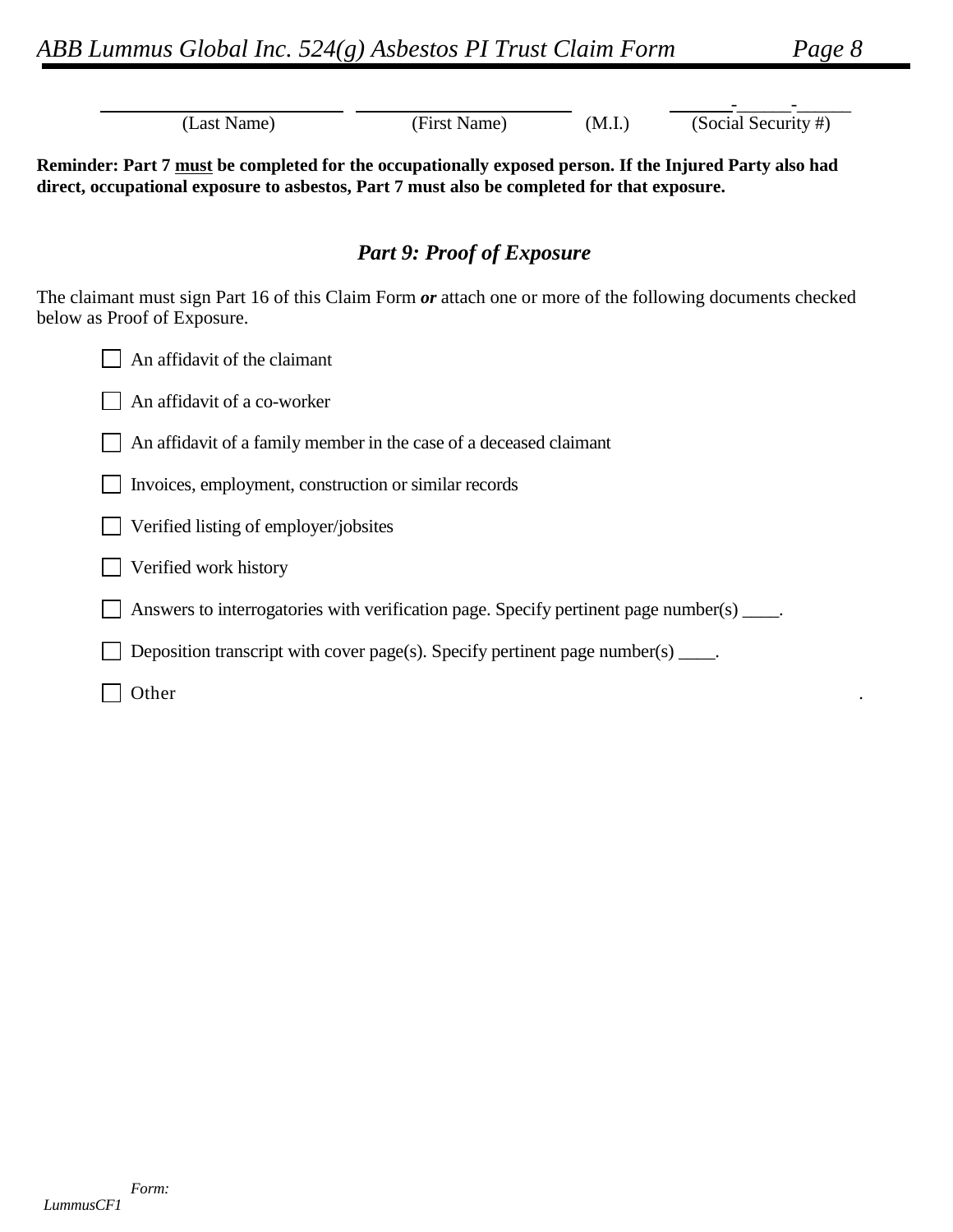| (Last Name) | (First Name) | (M.I.) | ______-______-______ (Social Security #) |
|---|---|---|---|

**Reminder: Part 7 must be completed for the occupationally exposed person. If the Injured Party also had direct, occupational exposure to asbestos, Part 7 must also be completed for that exposure.**

## *Part 9: Proof of Exposure*

The claimant must sign Part 16 of this Claim Form ***or*** attach one or more of the following documents checked below as Proof of Exposure.

- ☐ An affidavit of the claimant
- ☐ An affidavit of a co-worker
- ☐ An affidavit of a family member in the case of a deceased claimant
- ☐ Invoices, employment, construction or similar records
- ☐ Verified listing of employer/jobsites
- ☐ Verified work history
- ☐ Answers to interrogatories with verification page. Specify pertinent page number(s) ____.
- ☐ Deposition transcript with cover page(s). Specify pertinent page number(s) ____.
- ☐ Other .

*Form: LummusCF1*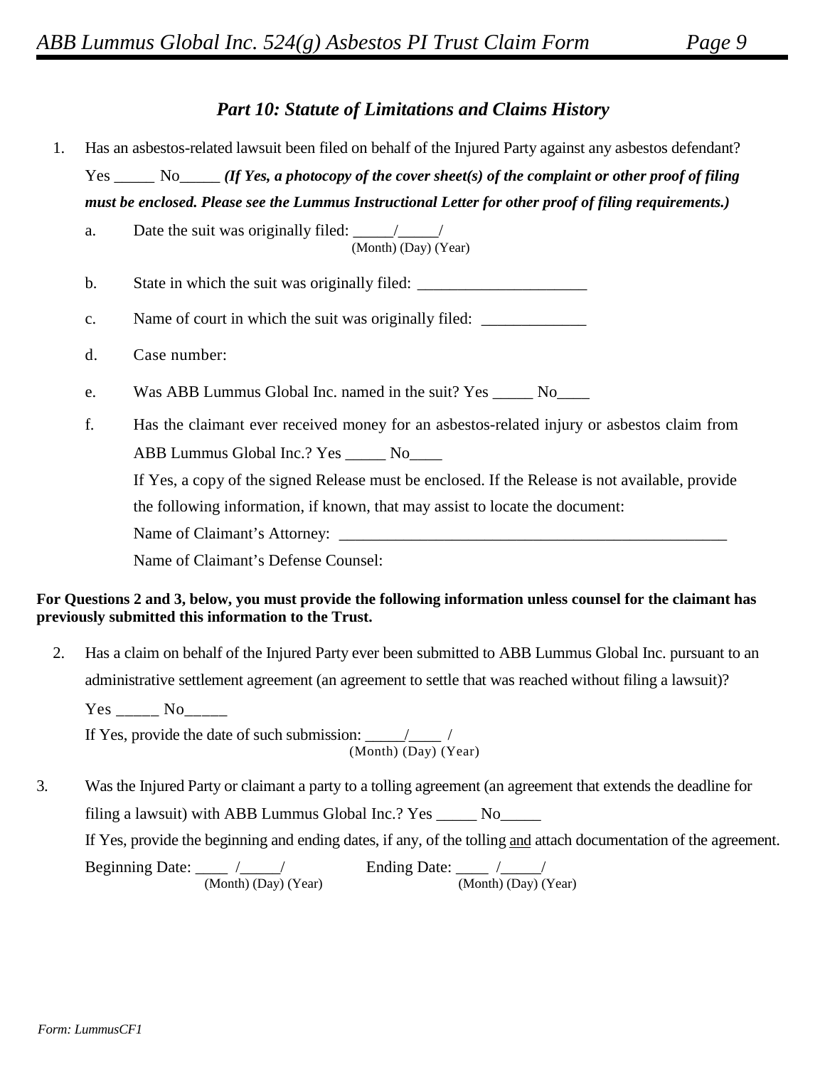## *Part 10: Statute of Limitations and Claims History*

1. Has an asbestos-related lawsuit been filed on behalf of the Injured Party against any asbestos defendant? Yes _____ No_____ ***(If Yes, a photocopy of the cover sheet(s) of the complaint or other proof of filing must be enclosed. Please see the Lummus Instructional Letter for other proof of filing requirements.)***

   a. Date the suit was originally filed: _____/_____/
   (Month) (Day) (Year)

   b. State in which the suit was originally filed: _____________________

   c. Name of court in which the suit was originally filed: _____________

   d. Case number:

   e. Was ABB Lummus Global Inc. named in the suit? Yes _____ No____

   f. Has the claimant ever received money for an asbestos-related injury or asbestos claim from ABB Lummus Global Inc.? Yes _____ No____

   If Yes, a copy of the signed Release must be enclosed. If the Release is not available, provide the following information, if known, that may assist to locate the document:

   Name of Claimant's Attorney: __________________________________________________

   Name of Claimant's Defense Counsel:

**For Questions 2 and 3, below, you must provide the following information unless counsel for the claimant has previously submitted this information to the Trust.**

2. Has a claim on behalf of the Injured Party ever been submitted to ABB Lummus Global Inc. pursuant to an administrative settlement agreement (an agreement to settle that was reached without filing a lawsuit)?

   Yes _____ No_____

   If Yes, provide the date of such submission: _____/____ /
   (Month) (Day) (Year)

3. Was the Injured Party or claimant a party to a tolling agreement (an agreement that extends the deadline for filing a lawsuit) with ABB Lummus Global Inc.? Yes _____ No_____

   If Yes, provide the beginning and ending dates, if any, of the tolling and attach documentation of the agreement.

   Beginning Date: ____ /_____/ (Month) (Day) (Year) Ending Date: ____ /_____/ (Month) (Day) (Year)

*Form: LummusCF1*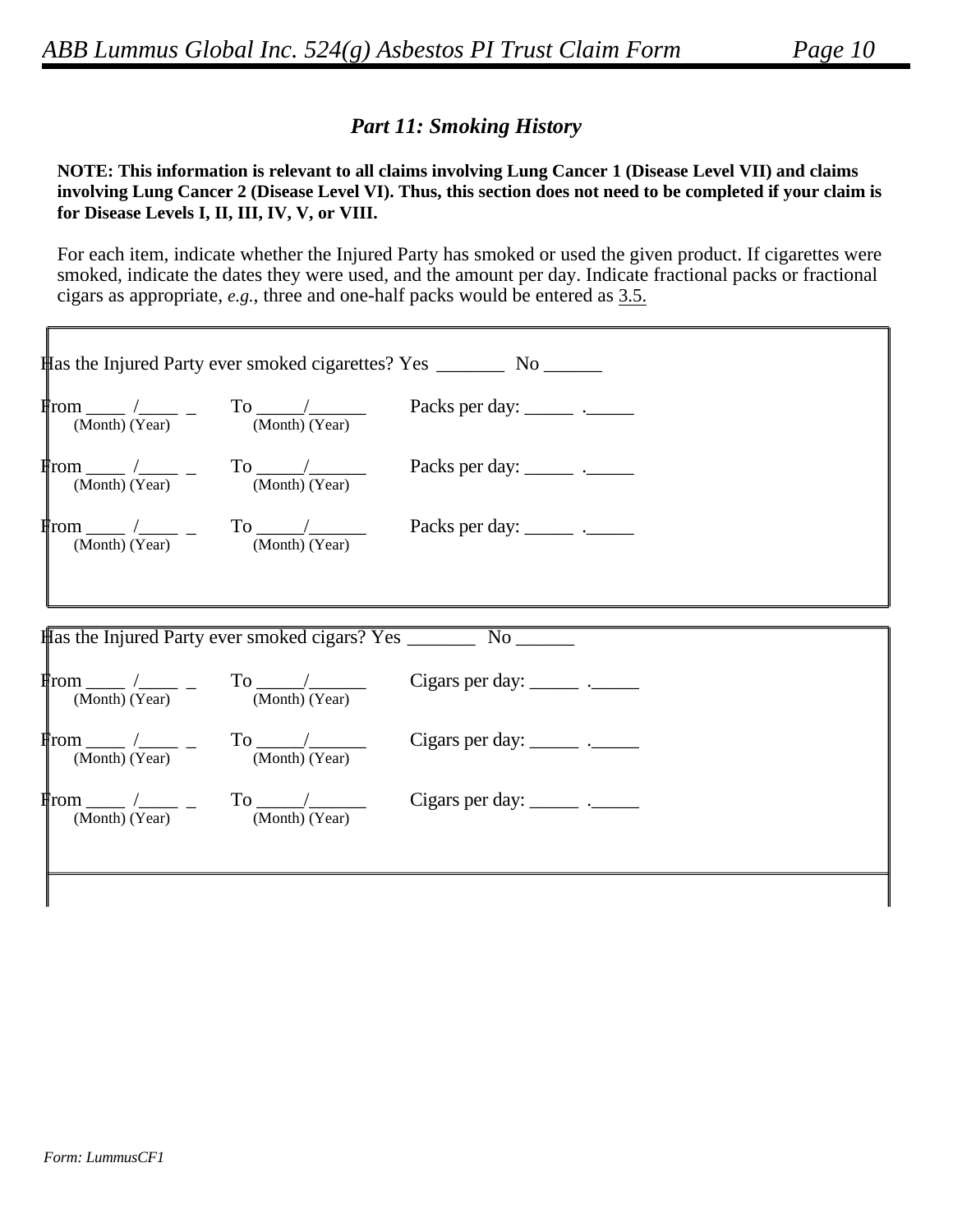## *Part 11: Smoking History*

**NOTE: This information is relevant to all claims involving Lung Cancer 1 (Disease Level VII) and claims involving Lung Cancer 2 (Disease Level VI). Thus, this section does not need to be completed if your claim is for Disease Levels I, II, III, IV, V, or VIII.**

For each item, indicate whether the Injured Party has smoked or used the given product. If cigarettes were smoked, indicate the dates they were used, and the amount per day. Indicate fractional packs or fractional cigars as appropriate, *e.g.*, three and one-half packs would be entered as 3.5.

Has the Injured Party ever smoked cigarettes? Yes _______ No ______

From ____ /____ _ To _____/______ Packs per day: _____ ._____
(Month) (Year) (Month) (Year)

From ____ /____ _ To _____/______ Packs per day: _____ ._____
(Month) (Year) (Month) (Year)

From ____ /____ _ To _____/______ Packs per day: _____ ._____
(Month) (Year) (Month) (Year)

Has the Injured Party ever smoked cigars? Yes _______ No ______

From ____ /____ _ To _____/______ Cigars per day: _____ ._____
(Month) (Year) (Month) (Year)

From ____ /____ _ To _____/______ Cigars per day: _____ ._____
(Month) (Year) (Month) (Year)

From ____ /____ _ To _____/______ Cigars per day: _____ ._____
(Month) (Year) (Month) (Year)

*Form: LummusCF1*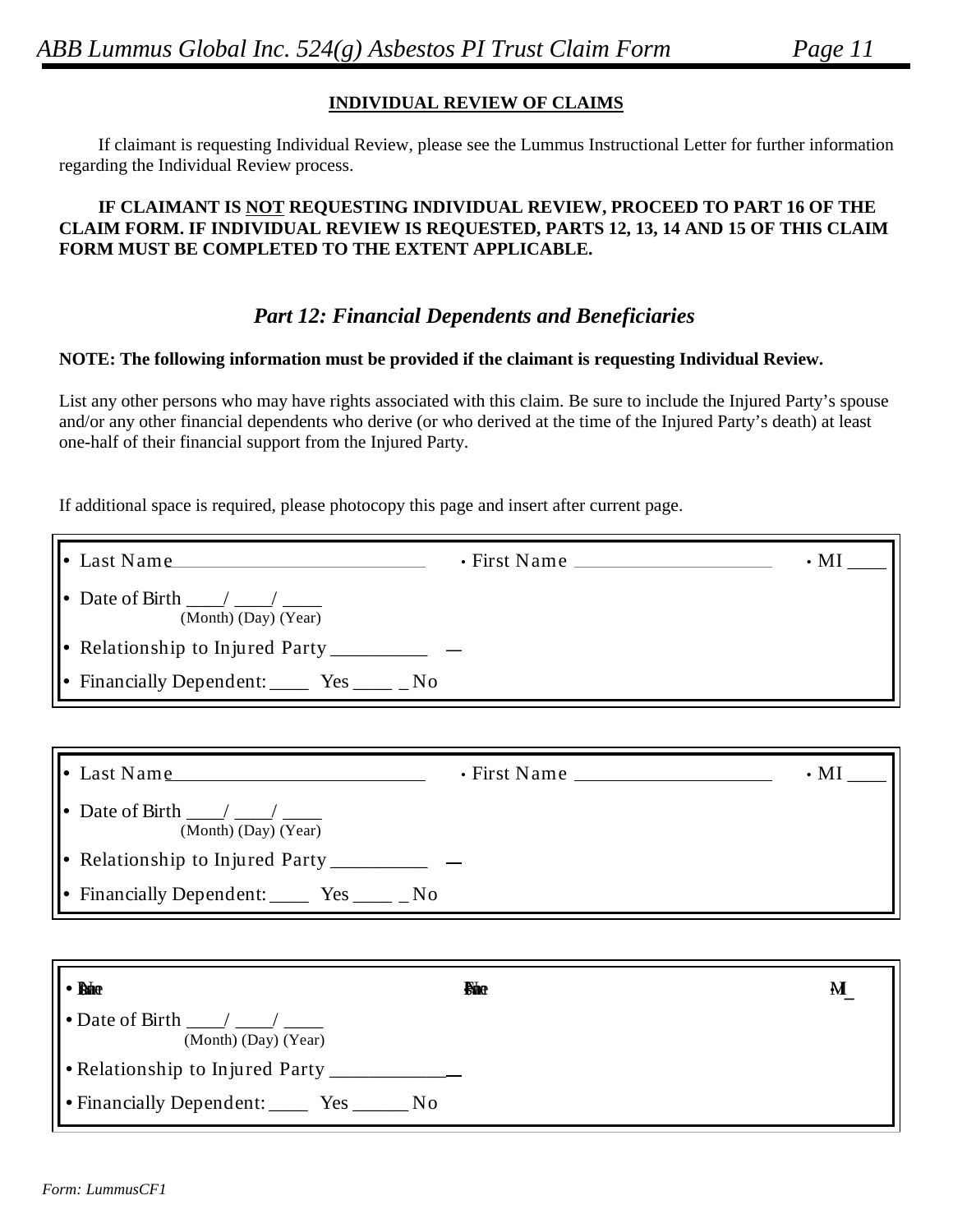## INDIVIDUAL REVIEW OF CLAIMS

If claimant is requesting Individual Review, please see the Lummus Instructional Letter for further information regarding the Individual Review process.

**IF CLAIMANT IS NOT REQUESTING INDIVIDUAL REVIEW, PROCEED TO PART 16 OF THE CLAIM FORM. IF INDIVIDUAL REVIEW IS REQUESTED, PARTS 12, 13, 14 AND 15 OF THIS CLAIM FORM MUST BE COMPLETED TO THE EXTENT APPLICABLE.**

## *Part 12: Financial Dependents and Beneficiaries*

**NOTE: The following information must be provided if the claimant is requesting Individual Review.**

List any other persons who may have rights associated with this claim. Be sure to include the Injured Party's spouse and/or any other financial dependents who derive (or who derived at the time of the Injured Party's death) at least one-half of their financial support from the Injured Party.

If additional space is required, please photocopy this page and insert after current page.

- Last Name\_\_\_\_\_\_\_\_\_\_\_\_\_\_\_\_\_\_\_\_\_\_\_\_\_\_ • First Name \_\_\_\_\_\_\_\_\_\_\_\_\_\_\_\_\_\_\_\_ • MI \_\_\_\_
- Date of Birth \_\_\_\_/ \_\_\_\_/ \_\_\_\_ (Month) (Day) (Year)
- Relationship to Injured Party \_\_\_\_\_\_\_\_\_\_
- Financially Dependent: \_\_\_\_ Yes \_\_\_\_ No

- Last Name\_\_\_\_\_\_\_\_\_\_\_\_\_\_\_\_\_\_\_\_\_\_\_\_\_\_ • First Name \_\_\_\_\_\_\_\_\_\_\_\_\_\_\_\_\_\_\_\_ • MI \_\_\_\_
- Date of Birth \_\_\_\_/ \_\_\_\_/ \_\_\_\_ (Month) (Day) (Year)
- Relationship to Injured Party \_\_\_\_\_\_\_\_\_\_
- Financially Dependent: \_\_\_\_ Yes \_\_\_\_ No

- Last Name\_\_\_\_\_\_\_\_\_\_\_\_\_\_\_\_\_\_\_\_\_\_\_\_\_\_ • First Name \_\_\_\_\_\_\_\_\_\_\_\_\_\_\_\_\_\_\_\_ • MI \_\_\_\_
- Date of Birth \_\_\_\_/ \_\_\_\_/ \_\_\_\_ (Month) (Day) (Year)
- Relationship to Injured Party \_\_\_\_\_\_\_\_\_\_\_\_
- Financially Dependent: \_\_\_\_ Yes \_\_\_\_\_\_ No

*Form: LummusCF1*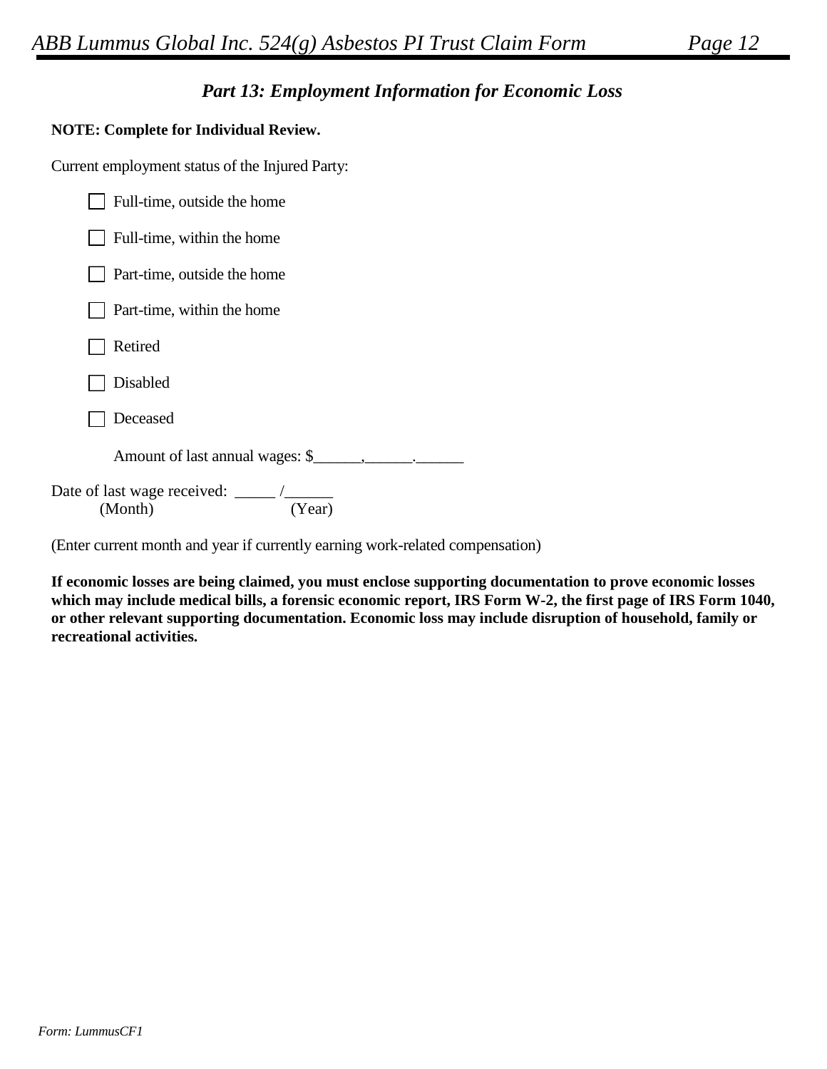## *Part 13: Employment Information for Economic Loss*

**NOTE: Complete for Individual Review.**

Current employment status of the Injured Party:

- ☐ Full-time, outside the home
- ☐ Full-time, within the home
- ☐ Part-time, outside the home
- ☐ Part-time, within the home
- ☐ Retired
- ☐ Disabled
- ☐ Deceased

Amount of last annual wages: $______,______.______

Date of last wage received: _____ /______
(Month) (Year)

(Enter current month and year if currently earning work-related compensation)

**If economic losses are being claimed, you must enclose supporting documentation to prove economic losses which may include medical bills, a forensic economic report, IRS Form W-2, the first page of IRS Form 1040, or other relevant supporting documentation. Economic loss may include disruption of household, family or recreational activities.**

*Form: LummusCF1*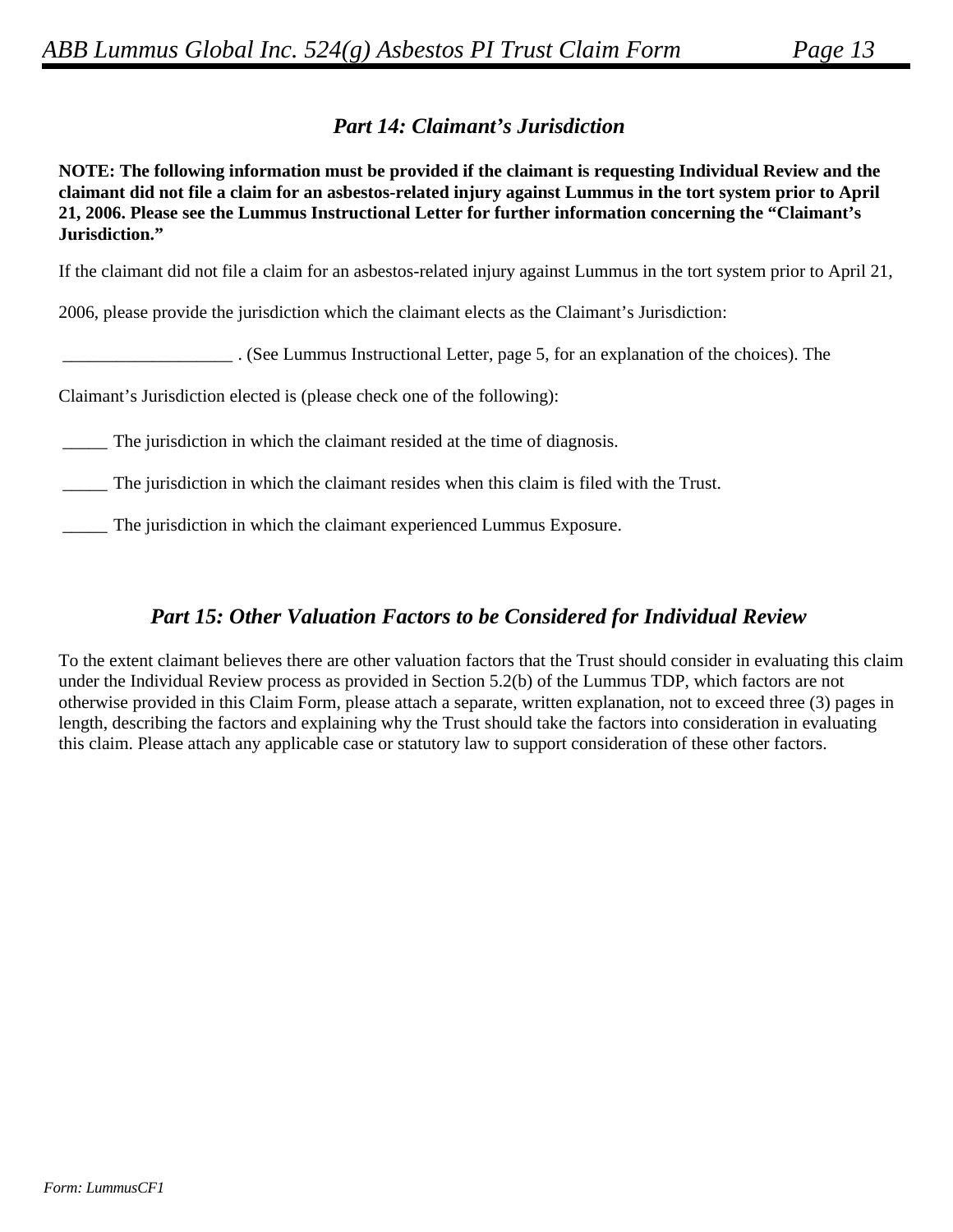## *Part 14: Claimant's Jurisdiction*

**NOTE: The following information must be provided if the claimant is requesting Individual Review and the claimant did not file a claim for an asbestos-related injury against Lummus in the tort system prior to April 21, 2006. Please see the Lummus Instructional Letter for further information concerning the "Claimant's Jurisdiction."**

If the claimant did not file a claim for an asbestos-related injury against Lummus in the tort system prior to April 21, 2006, please provide the jurisdiction which the claimant elects as the Claimant's Jurisdiction:

___________________ . (See Lummus Instructional Letter, page 5, for an explanation of the choices). The Claimant's Jurisdiction elected is (please check one of the following):

_____ The jurisdiction in which the claimant resided at the time of diagnosis.

_____ The jurisdiction in which the claimant resides when this claim is filed with the Trust.

_____ The jurisdiction in which the claimant experienced Lummus Exposure.

## *Part 15: Other Valuation Factors to be Considered for Individual Review*

To the extent claimant believes there are other valuation factors that the Trust should consider in evaluating this claim under the Individual Review process as provided in Section 5.2(b) of the Lummus TDP, which factors are not otherwise provided in this Claim Form, please attach a separate, written explanation, not to exceed three (3) pages in length, describing the factors and explaining why the Trust should take the factors into consideration in evaluating this claim. Please attach any applicable case or statutory law to support consideration of these other factors.

*Form: LummusCF1*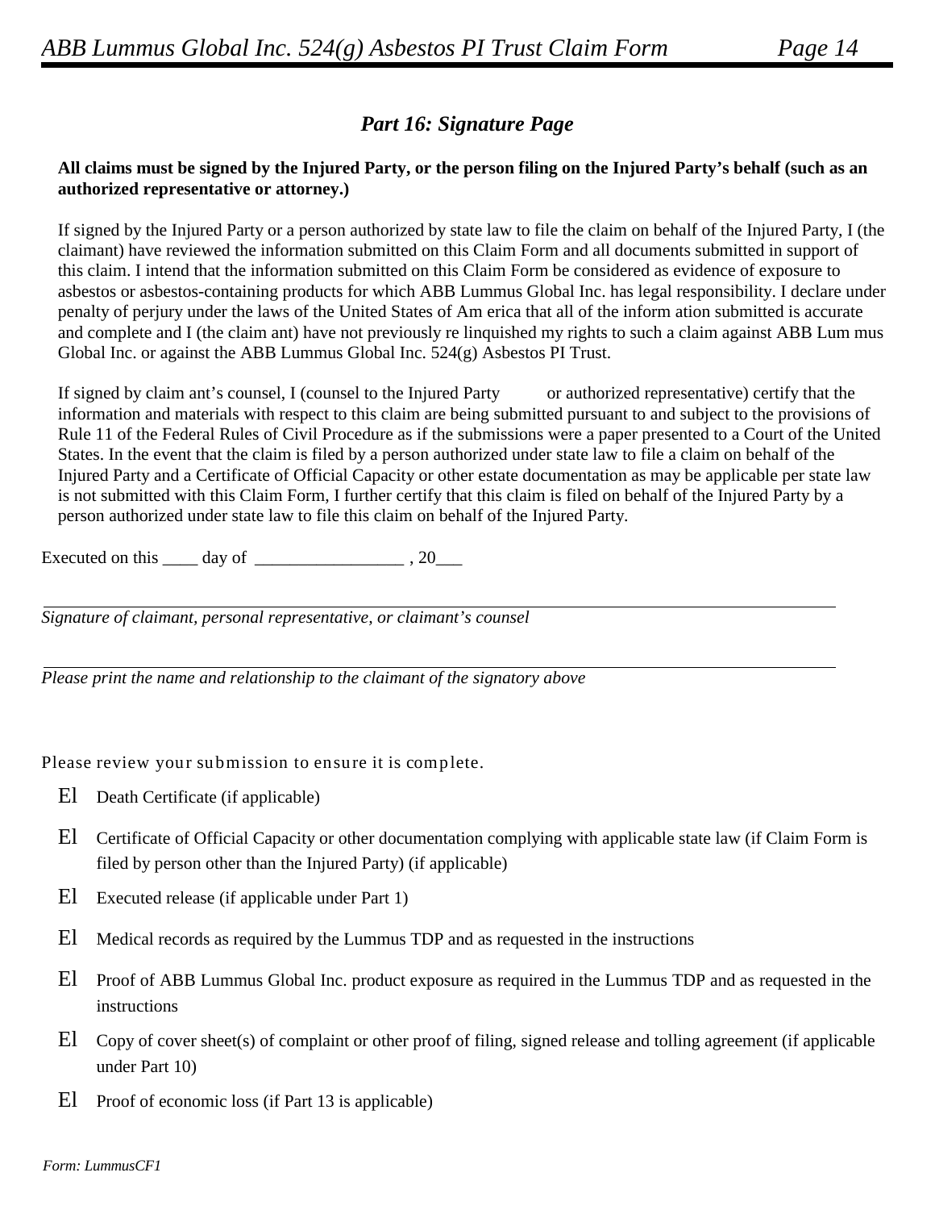## *Part 16: Signature Page*

**All claims must be signed by the Injured Party, or the person filing on the Injured Party's behalf (such as an authorized representative or attorney.)**

If signed by the Injured Party or a person authorized by state law to file the claim on behalf of the Injured Party, I (the claimant) have reviewed the information submitted on this Claim Form and all documents submitted in support of this claim. I intend that the information submitted on this Claim Form be considered as evidence of exposure to asbestos or asbestos-containing products for which ABB Lummus Global Inc. has legal responsibility. I declare under penalty of perjury under the laws of the United States of Am erica that all of the inform ation submitted is accurate and complete and I (the claim ant) have not previously re linquished my rights to such a claim against ABB Lum mus Global Inc. or against the ABB Lummus Global Inc. 524(g) Asbestos PI Trust.

If signed by claim ant's counsel, I (counsel to the Injured Party or authorized representative) certify that the information and materials with respect to this claim are being submitted pursuant to and subject to the provisions of Rule 11 of the Federal Rules of Civil Procedure as if the submissions were a paper presented to a Court of the United States. In the event that the claim is filed by a person authorized under state law to file a claim on behalf of the Injured Party and a Certificate of Official Capacity or other estate documentation as may be applicable per state law is not submitted with this Claim Form, I further certify that this claim is filed on behalf of the Injured Party by a person authorized under state law to file this claim on behalf of the Injured Party.

Executed on this ____ day of _________________ , 20___

______________________________________________________________

*Signature of claimant, personal representative, or claimant's counsel*

______________________________________________________________

*Please print the name and relationship to the claimant of the signatory above*

Please review your submission to ensure it is complete.

- ☐ Death Certificate (if applicable)
- ☐ Certificate of Official Capacity or other documentation complying with applicable state law (if Claim Form is filed by person other than the Injured Party) (if applicable)
- ☐ Executed release (if applicable under Part 1)
- ☐ Medical records as required by the Lummus TDP and as requested in the instructions
- ☐ Proof of ABB Lummus Global Inc. product exposure as required in the Lummus TDP and as requested in the instructions
- ☐ Copy of cover sheet(s) of complaint or other proof of filing, signed release and tolling agreement (if applicable under Part 10)
- ☐ Proof of economic loss (if Part 13 is applicable)

*Form: LummusCF1*